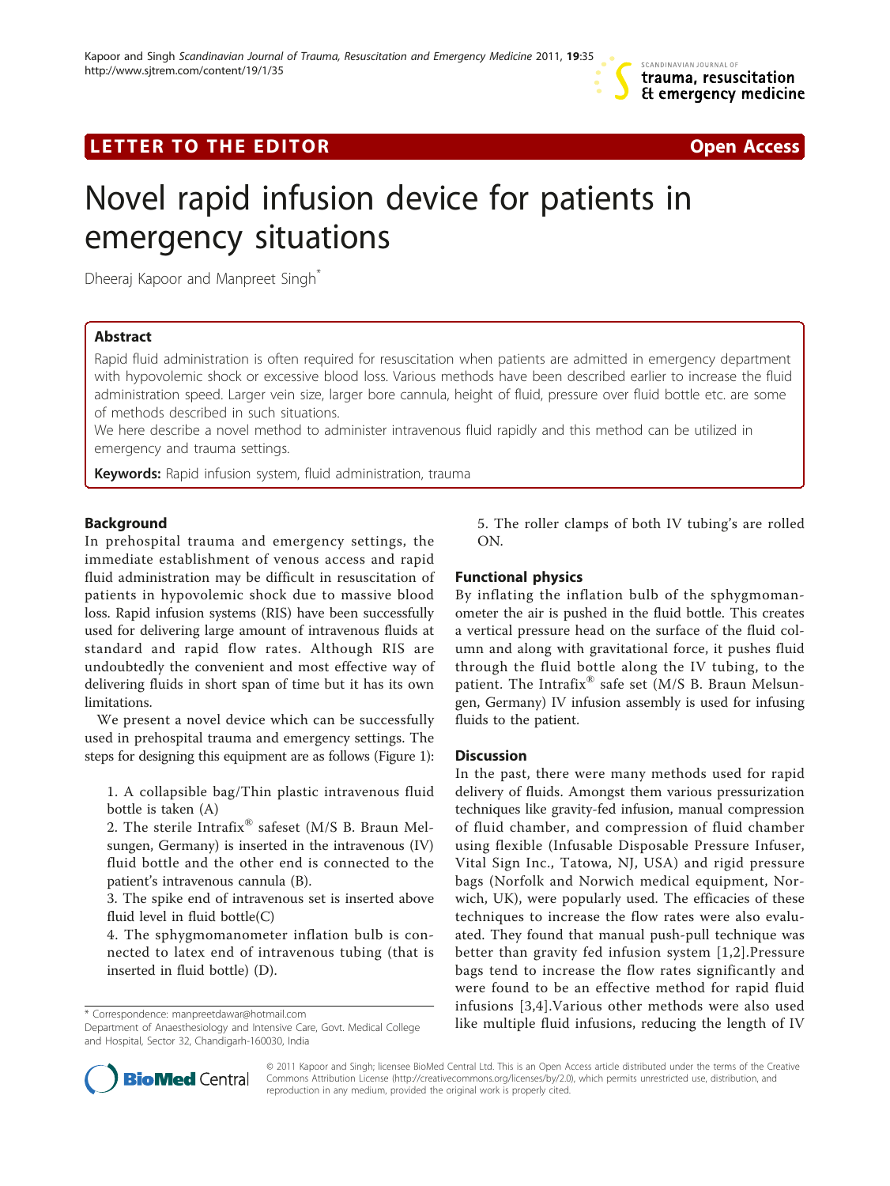LETTER TO THE EDITOR Open Access

# Novel rapid infusion device for patients in emergency situations

Dheeraj Kapoor and Manpreet Singh*

## Abstract

Rapid fluid administration is often required for resuscitation when patients are admitted in emergency department with hypovolemic shock or excessive blood loss. Various methods have been described earlier to increase the fluid administration speed. Larger vein size, larger bore cannula, height of fluid, pressure over fluid bottle etc. are some of methods described in such situations.

We here describe a novel method to administer intravenous fluid rapidly and this method can be utilized in emergency and trauma settings.

**Keywords:** Rapid infusion system, fluid administration, trauma

## Background

In prehospital trauma and emergency settings, the immediate establishment of venous access and rapid fluid administration may be difficult in resuscitation of patients in hypovolemic shock due to massive blood loss. Rapid infusion systems (RIS) have been successfully used for delivering large amount of intravenous fluids at standard and rapid flow rates. Although RIS are undoubtedly the convenient and most effective way of delivering fluids in short span of time but it has its own limitations.

We present a novel device which can be successfully used in prehospital trauma and emergency settings. The steps for designing this equipment are as follows (Figure 1):

1. A collapsible bag/Thin plastic intravenous fluid bottle is taken (A)
2. The sterile Intrafix® safeset (M/S B. Braun Melsungen, Germany) is inserted in the intravenous (IV) fluid bottle and the other end is connected to the patient's intravenous cannula (B).
3. The spike end of intravenous set is inserted above fluid level in fluid bottle(C)
4. The sphygmomanometer inflation bulb is connected to latex end of intravenous tubing (that is inserted in fluid bottle) (D).
5. The roller clamps of both IV tubing's are rolled ON.

## Functional physics

By inflating the inflation bulb of the sphygmomanometer the air is pushed in the fluid bottle. This creates a vertical pressure head on the surface of the fluid column and along with gravitational force, it pushes fluid through the fluid bottle along the IV tubing, to the patient. The Intrafix® safe set (M/S B. Braun Melsungen, Germany) IV infusion assembly is used for infusing fluids to the patient.

## Discussion

In the past, there were many methods used for rapid delivery of fluids. Amongst them various pressurization techniques like gravity-fed infusion, manual compression of fluid chamber, and compression of fluid chamber using flexible (Infusable Disposable Pressure Infuser, Vital Sign Inc., Tatowa, NJ, USA) and rigid pressure bags (Norfolk and Norwich medical equipment, Norwich, UK), were popularly used. The efficacies of these techniques to increase the flow rates were also evaluated. They found that manual push-pull technique was better than gravity fed infusion system [1,2].Pressure bags tend to increase the flow rates significantly and were found to be an effective method for rapid fluid infusions [3,4].Various other methods were also used like multiple fluid infusions, reducing the length of IV

* Correspondence: manpreetdawar@hotmail.com
Department of Anaesthesiology and Intensive Care, Govt. Medical College and Hospital, Sector 32, Chandigarh-160030, India

© 2011 Kapoor and Singh; licensee BioMed Central Ltd. This is an Open Access article distributed under the terms of the Creative Commons Attribution License (http://creativecommons.org/licenses/by/2.0), which permits unrestricted use, distribution, and reproduction in any medium, provided the original work is properly cited.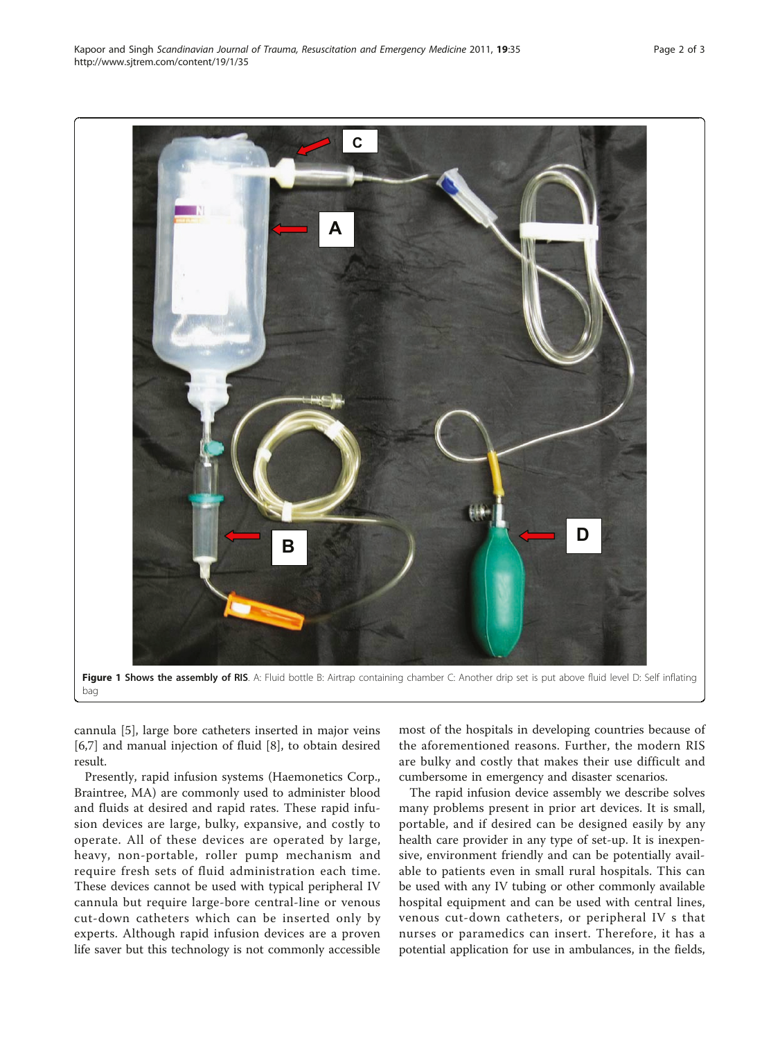**Figure 1 Shows the assembly of RIS**. A: Fluid bottle B: Airtrap containing chamber C: Another drip set is put above fluid level D: Self inflating bag

cannula [5], large bore catheters inserted in major veins [6,7] and manual injection of fluid [8], to obtain desired result.

Presently, rapid infusion systems (Haemonetics Corp., Braintree, MA) are commonly used to administer blood and fluids at desired and rapid rates. These rapid infusion devices are large, bulky, expansive, and costly to operate. All of these devices are operated by large, heavy, non-portable, roller pump mechanism and require fresh sets of fluid administration each time. These devices cannot be used with typical peripheral IV cannula but require large-bore central-line or venous cut-down catheters which can be inserted only by experts. Although rapid infusion devices are a proven life saver but this technology is not commonly accessible most of the hospitals in developing countries because of the aforementioned reasons. Further, the modern RIS are bulky and costly that makes their use difficult and cumbersome in emergency and disaster scenarios.

The rapid infusion device assembly we describe solves many problems present in prior art devices. It is small, portable, and if desired can be designed easily by any health care provider in any type of set-up. It is inexpensive, environment friendly and can be potentially available to patients even in small rural hospitals. This can be used with any IV tubing or other commonly available hospital equipment and can be used with central lines, venous cut-down catheters, or peripheral IV s that nurses or paramedics can insert. Therefore, it has a potential application for use in ambulances, in the fields,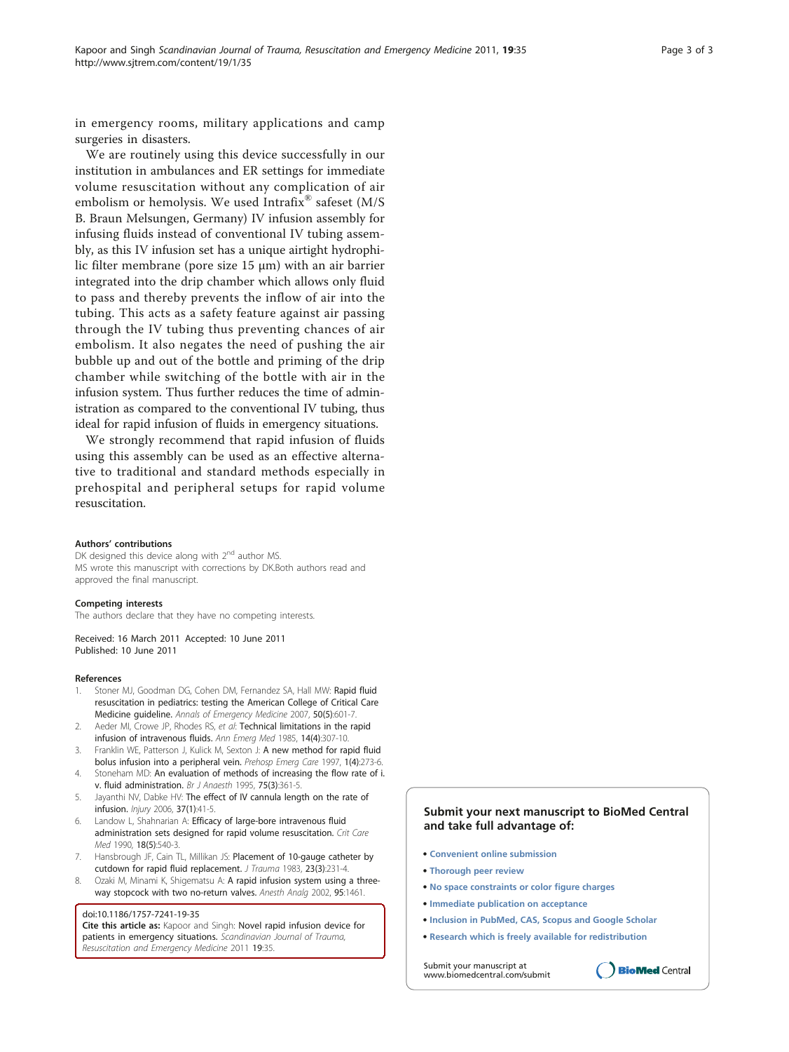in emergency rooms, military applications and camp surgeries in disasters.

We are routinely using this device successfully in our institution in ambulances and ER settings for immediate volume resuscitation without any complication of air embolism or hemolysis. We used Intrafix® safeset (M/S B. Braun Melsungen, Germany) IV infusion assembly for infusing fluids instead of conventional IV tubing assembly, as this IV infusion set has a unique airtight hydrophilic filter membrane (pore size 15 μm) with an air barrier integrated into the drip chamber which allows only fluid to pass and thereby prevents the inflow of air into the tubing. This acts as a safety feature against air passing through the IV tubing thus preventing chances of air embolism. It also negates the need of pushing the air bubble up and out of the bottle and priming of the drip chamber while switching of the bottle with air in the infusion system. Thus further reduces the time of administration as compared to the conventional IV tubing, thus ideal for rapid infusion of fluids in emergency situations.

We strongly recommend that rapid infusion of fluids using this assembly can be used as an effective alternative to traditional and standard methods especially in prehospital and peripheral setups for rapid volume resuscitation.

#### Authors' contributions

DK designed this device along with 2nd author MS.
MS wrote this manuscript with corrections by DK.Both authors read and approved the final manuscript.

#### Competing interests

The authors declare that they have no competing interests.

Received: 16 March 2011 Accepted: 10 June 2011
Published: 10 June 2011

#### References

1. Stoner MJ, Goodman DG, Cohen DM, Fernandez SA, Hall MW: **Rapid fluid resuscitation in pediatrics: testing the American College of Critical Care Medicine guideline.** *Annals of Emergency Medicine* 2007, **50(5)**:601-7.
2. Aeder MI, Crowe JP, Rhodes RS, *et al*: **Technical limitations in the rapid infusion of intravenous fluids.** *Ann Emerg Med* 1985, **14(4)**:307-10.
3. Franklin WE, Patterson J, Kulick M, Sexton J: **A new method for rapid fluid bolus infusion into a peripheral vein.** *Prehosp Emerg Care* 1997, **1(4)**:273-6.
4. Stoneham MD: **An evaluation of methods of increasing the flow rate of i. v. fluid administration.** *Br J Anaesth* 1995, **75(3)**:361-5.
5. Jayanthi NV, Dabke HV: **The effect of IV cannula length on the rate of infusion.** *Injury* 2006, **37(1)**:41-5.
6. Landow L, Shahnarian A: **Efficacy of large-bore intravenous fluid administration sets designed for rapid volume resuscitation.** *Crit Care Med* 1990, **18(5)**:540-3.
7. Hansbrough JF, Cain TL, Millikan JS: **Placement of 10-gauge catheter by cutdown for rapid fluid replacement.** *J Trauma* 1983, **23(3)**:231-4.
8. Ozaki M, Minami K, Shigematsu A: **A rapid infusion system using a three-way stopcock with two no-return valves.** *Anesth Analg* 2002, **95**:1461.

doi:10.1186/1757-7241-19-35
**Cite this article as:** Kapoor and Singh: **Novel rapid infusion device for patients in emergency situations.** *Scandinavian Journal of Trauma, Resuscitation and Emergency Medicine* 2011 **19**:35.

**Submit your next manuscript to BioMed Central and take full advantage of:**

- Convenient online submission
- Thorough peer review
- No space constraints or color figure charges
- Immediate publication on acceptance
- Inclusion in PubMed, CAS, Scopus and Google Scholar
- Research which is freely available for redistribution

Submit your manuscript at
www.biomedcentral.com/submit